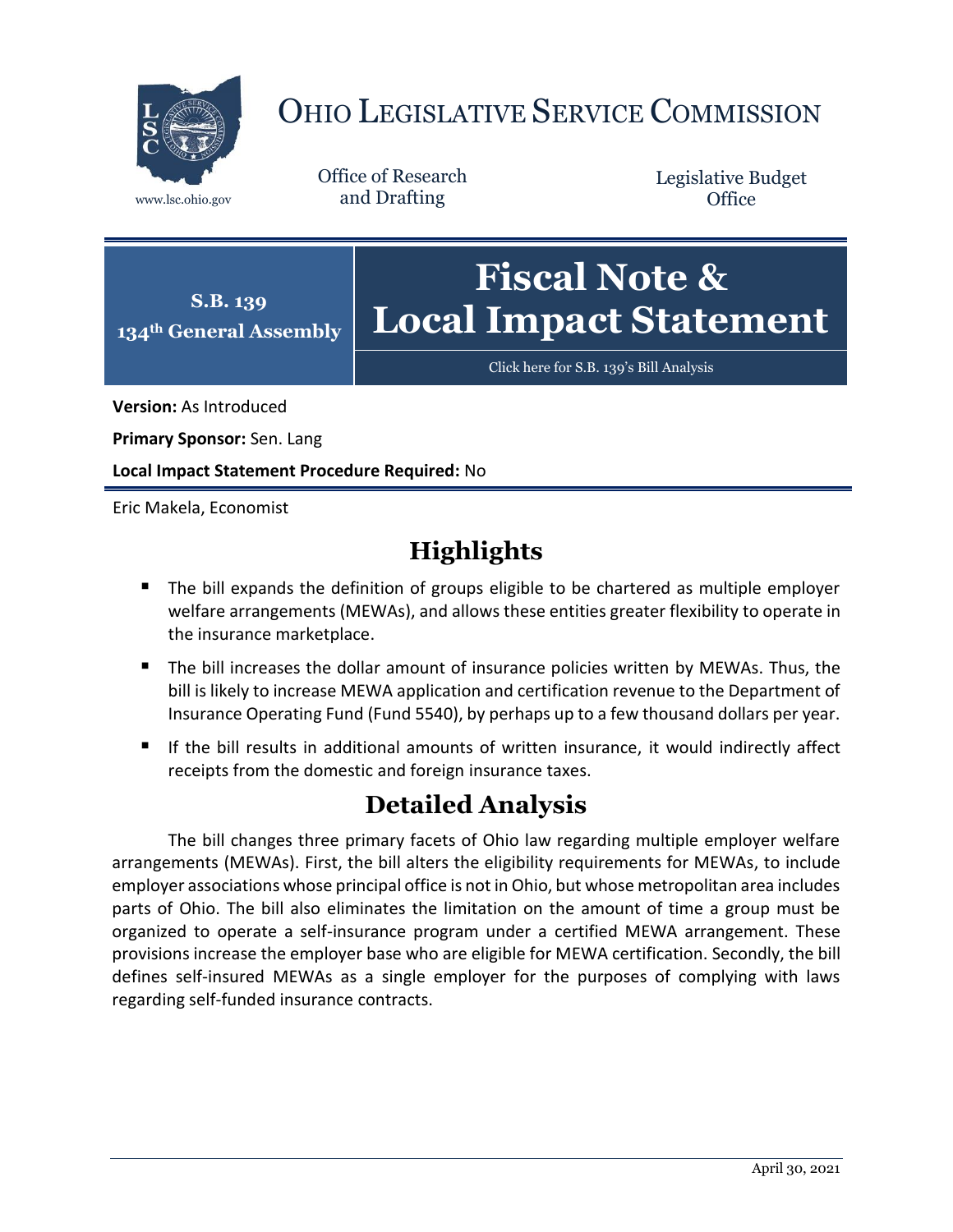# OHIO LEGISLATIVE SERVICE COMMISSION

www.lsc.ohio.gov

Office of Research and Drafting

Legislative Budget Office

**S.B. 139**
**134th General Assembly**

# Fiscal Note & Local Impact Statement

Click here for S.B. 139's Bill Analysis

**Version:** As Introduced

**Primary Sponsor:** Sen. Lang

**Local Impact Statement Procedure Required:** No

Eric Makela, Economist

## Highlights

- The bill expands the definition of groups eligible to be chartered as multiple employer welfare arrangements (MEWAs), and allows these entities greater flexibility to operate in the insurance marketplace.
- The bill increases the dollar amount of insurance policies written by MEWAs. Thus, the bill is likely to increase MEWA application and certification revenue to the Department of Insurance Operating Fund (Fund 5540), by perhaps up to a few thousand dollars per year.
- If the bill results in additional amounts of written insurance, it would indirectly affect receipts from the domestic and foreign insurance taxes.

## Detailed Analysis

The bill changes three primary facets of Ohio law regarding multiple employer welfare arrangements (MEWAs). First, the bill alters the eligibility requirements for MEWAs, to include employer associations whose principal office is not in Ohio, but whose metropolitan area includes parts of Ohio. The bill also eliminates the limitation on the amount of time a group must be organized to operate a self-insurance program under a certified MEWA arrangement. These provisions increase the employer base who are eligible for MEWA certification. Secondly, the bill defines self-insured MEWAs as a single employer for the purposes of complying with laws regarding self-funded insurance contracts.

April 30, 2021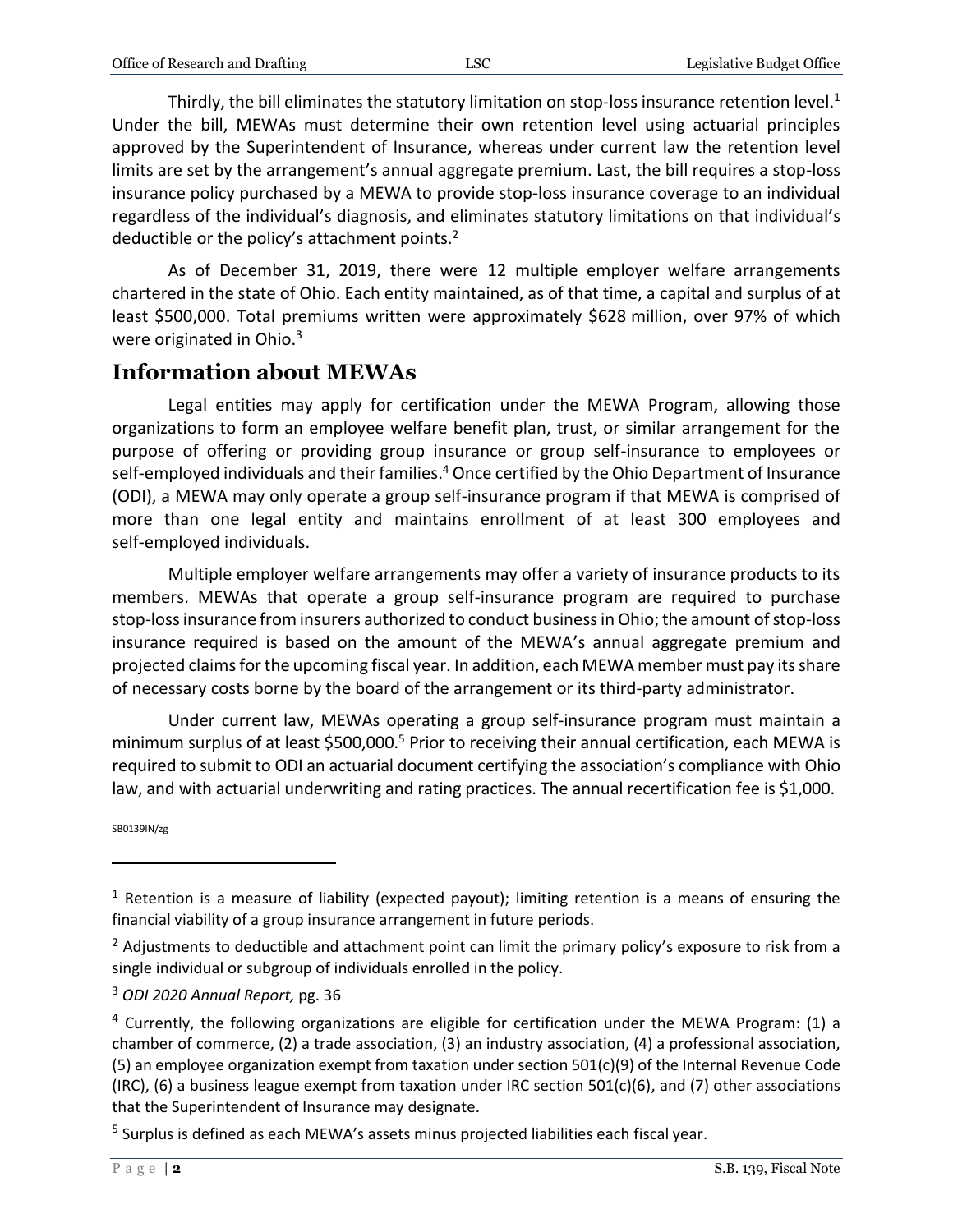Thirdly, the bill eliminates the statutory limitation on stop-loss insurance retention level.[1] Under the bill, MEWAs must determine their own retention level using actuarial principles approved by the Superintendent of Insurance, whereas under current law the retention level limits are set by the arrangement's annual aggregate premium. Last, the bill requires a stop-loss insurance policy purchased by a MEWA to provide stop-loss insurance coverage to an individual regardless of the individual's diagnosis, and eliminates statutory limitations on that individual's deductible or the policy's attachment points.[2]

As of December 31, 2019, there were 12 multiple employer welfare arrangements chartered in the state of Ohio. Each entity maintained, as of that time, a capital and surplus of at least $500,000. Total premiums written were approximately $628 million, over 97% of which were originated in Ohio.[3]

## Information about MEWAs

Legal entities may apply for certification under the MEWA Program, allowing those organizations to form an employee welfare benefit plan, trust, or similar arrangement for the purpose of offering or providing group insurance or group self-insurance to employees or self-employed individuals and their families.[4] Once certified by the Ohio Department of Insurance (ODI), a MEWA may only operate a group self-insurance program if that MEWA is comprised of more than one legal entity and maintains enrollment of at least 300 employees and self-employed individuals.

Multiple employer welfare arrangements may offer a variety of insurance products to its members. MEWAs that operate a group self-insurance program are required to purchase stop-loss insurance from insurers authorized to conduct business in Ohio; the amount of stop-loss insurance required is based on the amount of the MEWA's annual aggregate premium and projected claims for the upcoming fiscal year. In addition, each MEWA member must pay its share of necessary costs borne by the board of the arrangement or its third-party administrator.

Under current law, MEWAs operating a group self-insurance program must maintain a minimum surplus of at least $500,000.[5] Prior to receiving their annual certification, each MEWA is required to submit to ODI an actuarial document certifying the association's compliance with Ohio law, and with actuarial underwriting and rating practices. The annual recertification fee is $1,000.

SB0139IN/zg

---

[1] Retention is a measure of liability (expected payout); limiting retention is a means of ensuring the financial viability of a group insurance arrangement in future periods.

[2] Adjustments to deductible and attachment point can limit the primary policy's exposure to risk from a single individual or subgroup of individuals enrolled in the policy.

[3] *ODI 2020 Annual Report,* pg. 36

[4] Currently, the following organizations are eligible for certification under the MEWA Program: (1) a chamber of commerce, (2) a trade association, (3) an industry association, (4) a professional association, (5) an employee organization exempt from taxation under section 501(c)(9) of the Internal Revenue Code (IRC), (6) a business league exempt from taxation under IRC section 501(c)(6), and (7) other associations that the Superintendent of Insurance may designate.

[5] Surplus is defined as each MEWA's assets minus projected liabilities each fiscal year.